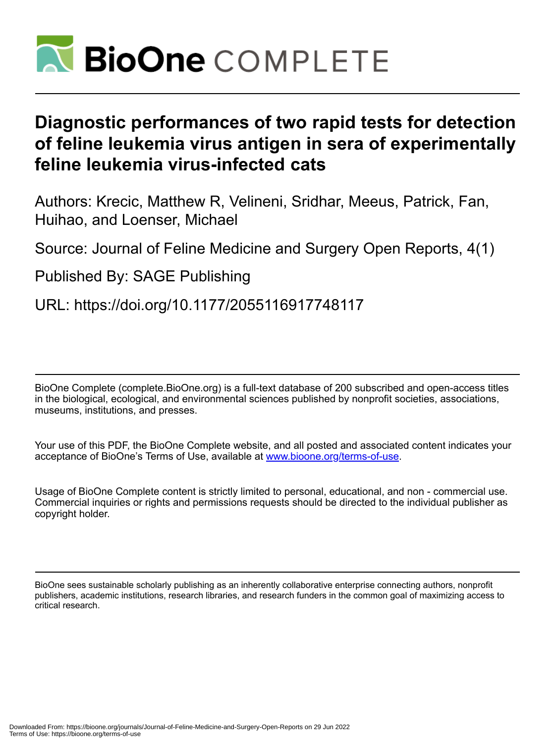# Diagnostic performances of two rapid tests for detection of feline leukemia virus antigen in sera of experimentally feline leukemia virus-infected cats

Authors: Krecic, Matthew R, Velineni, Sridhar, Meeus, Patrick, Fan, Huihao, and Loenser, Michael

Source: Journal of Feline Medicine and Surgery Open Reports, 4(1)

Published By: SAGE Publishing

URL: https://doi.org/10.1177/2055116917748117

---

BioOne Complete (complete.BioOne.org) is a full-text database of 200 subscribed and open-access titles in the biological, ecological, and environmental sciences published by nonprofit societies, associations, museums, institutions, and presses.

Your use of this PDF, the BioOne Complete website, and all posted and associated content indicates your acceptance of BioOne's Terms of Use, available at www.bioone.org/terms-of-use.

Usage of BioOne Complete content is strictly limited to personal, educational, and non - commercial use. Commercial inquiries or rights and permissions requests should be directed to the individual publisher as copyright holder.

---

BioOne sees sustainable scholarly publishing as an inherently collaborative enterprise connecting authors, nonprofit publishers, academic institutions, research libraries, and research funders in the common goal of maximizing access to critical research.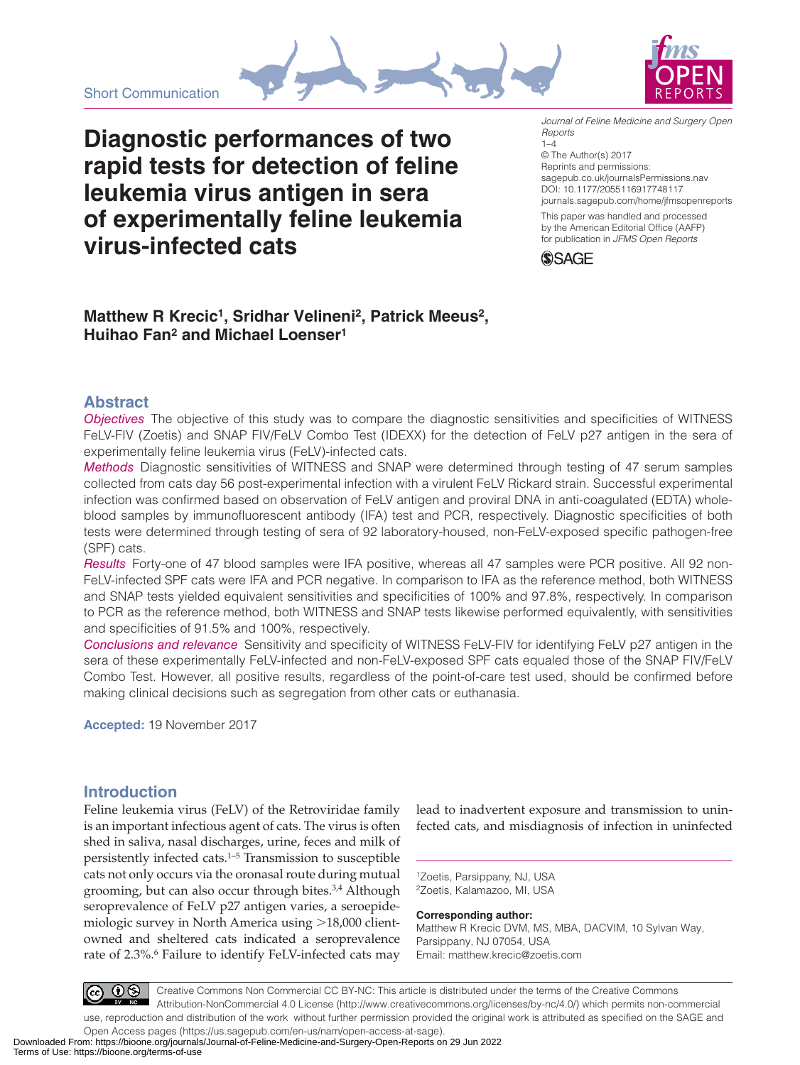Short Communication

# Diagnostic performances of two rapid tests for detection of feline leukemia virus antigen in sera of experimentally feline leukemia virus-infected cats

*Journal of Feline Medicine and Surgery Open Reports*
1–4
© The Author(s) 2017
Reprints and permissions: sagepub.co.uk/journalsPermissions.nav
DOI: 10.1177/2055116917748117
journals.sagepub.com/home/jfmsopenreports

This paper was handled and processed by the American Editorial Office (AAFP) for publication in *JFMS Open Reports*

**Matthew R Krecic[1], Sridhar Velineni[2], Patrick Meeus[2], Huihao Fan[2] and Michael Loenser[1]**

## Abstract

*Objectives* The objective of this study was to compare the diagnostic sensitivities and specificities of WITNESS FeLV-FIV (Zoetis) and SNAP FIV/FeLV Combo Test (IDEXX) for the detection of FeLV p27 antigen in the sera of experimentally feline leukemia virus (FeLV)-infected cats.

*Methods* Diagnostic sensitivities of WITNESS and SNAP were determined through testing of 47 serum samples collected from cats day 56 post-experimental infection with a virulent FeLV Rickard strain. Successful experimental infection was confirmed based on observation of FeLV antigen and proviral DNA in anti-coagulated (EDTA) whole-blood samples by immunofluorescent antibody (IFA) test and PCR, respectively. Diagnostic specificities of both tests were determined through testing of sera of 92 laboratory-housed, non-FeLV-exposed specific pathogen-free (SPF) cats.

*Results* Forty-one of 47 blood samples were IFA positive, whereas all 47 samples were PCR positive. All 92 non-FeLV-infected SPF cats were IFA and PCR negative. In comparison to IFA as the reference method, both WITNESS and SNAP tests yielded equivalent sensitivities and specificities of 100% and 97.8%, respectively. In comparison to PCR as the reference method, both WITNESS and SNAP tests likewise performed equivalently, with sensitivities and specificities of 91.5% and 100%, respectively.

*Conclusions and relevance* Sensitivity and specificity of WITNESS FeLV-FIV for identifying FeLV p27 antigen in the sera of these experimentally FeLV-infected and non-FeLV-exposed SPF cats equaled those of the SNAP FIV/FeLV Combo Test. However, all positive results, regardless of the point-of-care test used, should be confirmed before making clinical decisions such as segregation from other cats or euthanasia.

**Accepted:** 19 November 2017

## Introduction

Feline leukemia virus (FeLV) of the Retroviridae family is an important infectious agent of cats. The virus is often shed in saliva, nasal discharges, urine, feces and milk of persistently infected cats.[1–5] Transmission to susceptible cats not only occurs via the oronasal route during mutual grooming, but can also occur through bites.[3,4] Although seroprevalence of FeLV p27 antigen varies, a seroepidemiologic survey in North America using >18,000 client-owned and sheltered cats indicated a seroprevalence rate of 2.3%.[6] Failure to identify FeLV-infected cats may lead to inadvertent exposure and transmission to uninfected cats, and misdiagnosis of infection in uninfected

[1]Zoetis, Parsippany, NJ, USA
[2]Zoetis, Kalamazoo, MI, USA

**Corresponding author:**
Matthew R Krecic DVM, MS, MBA, DACVIM, 10 Sylvan Way, Parsippany, NJ 07054, USA
Email: matthew.krecic@zoetis.com

Creative Commons Non Commercial CC BY-NC: This article is distributed under the terms of the Creative Commons Attribution-NonCommercial 4.0 License (http://www.creativecommons.org/licenses/by-nc/4.0/) which permits non-commercial use, reproduction and distribution of the work without further permission provided the original work is attributed as specified on the SAGE and Open Access pages (https://us.sagepub.com/en-us/nam/open-access-at-sage).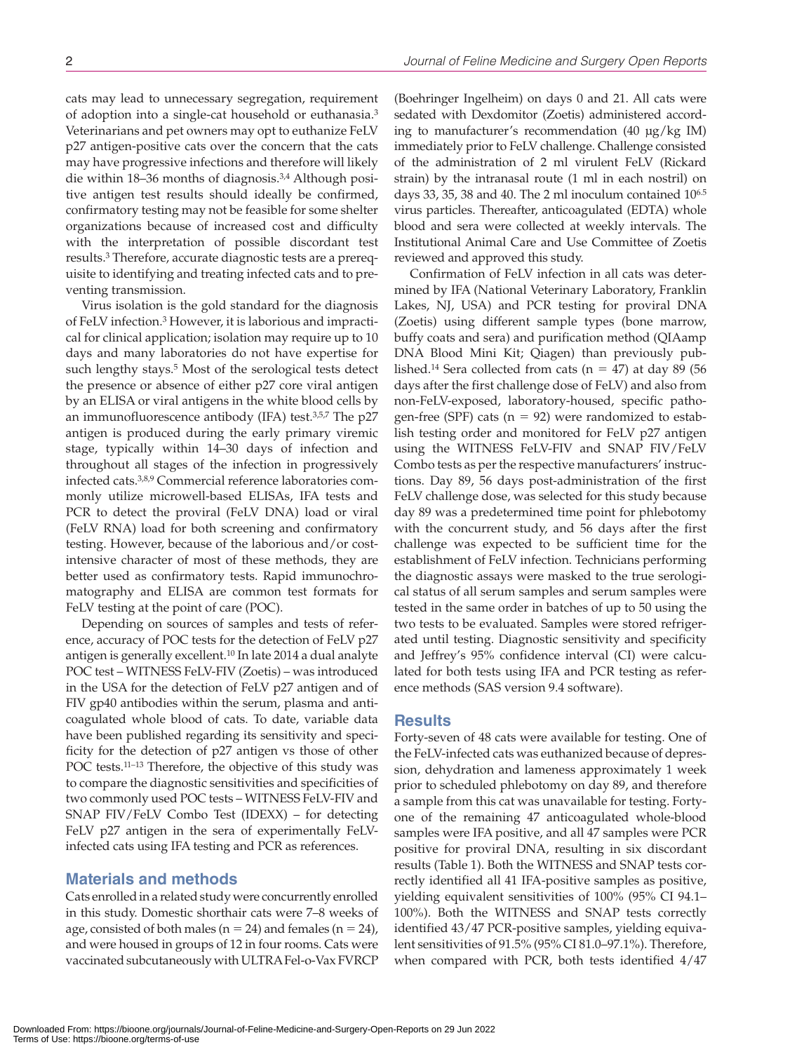cats may lead to unnecessary segregation, requirement of adoption into a single-cat household or euthanasia.[3] Veterinarians and pet owners may opt to euthanize FeLV p27 antigen-positive cats over the concern that the cats may have progressive infections and therefore will likely die within 18–36 months of diagnosis.[3,4] Although positive antigen test results should ideally be confirmed, confirmatory testing may not be feasible for some shelter organizations because of increased cost and difficulty with the interpretation of possible discordant test results.[3] Therefore, accurate diagnostic tests are a prerequisite to identifying and treating infected cats and to preventing transmission.

Virus isolation is the gold standard for the diagnosis of FeLV infection.[3] However, it is laborious and impractical for clinical application; isolation may require up to 10 days and many laboratories do not have expertise for such lengthy stays.[5] Most of the serological tests detect the presence or absence of either p27 core viral antigen by an ELISA or viral antigens in the white blood cells by an immunofluorescence antibody (IFA) test.[3,5,7] The p27 antigen is produced during the early primary viremic stage, typically within 14–30 days of infection and throughout all stages of the infection in progressively infected cats.[3,8,9] Commercial reference laboratories commonly utilize microwell-based ELISAs, IFA tests and PCR to detect the proviral (FeLV DNA) load or viral (FeLV RNA) load for both screening and confirmatory testing. However, because of the laborious and/or cost-intensive character of most of these methods, they are better used as confirmatory tests. Rapid immunochromatography and ELISA are common test formats for FeLV testing at the point of care (POC).

Depending on sources of samples and tests of reference, accuracy of POC tests for the detection of FeLV p27 antigen is generally excellent.[10] In late 2014 a dual analyte POC test – WITNESS FeLV-FIV (Zoetis) – was introduced in the USA for the detection of FeLV p27 antigen and of FIV gp40 antibodies within the serum, plasma and anticoagulated whole blood of cats. To date, variable data have been published regarding its sensitivity and specificity for the detection of p27 antigen vs those of other POC tests.[11–13] Therefore, the objective of this study was to compare the diagnostic sensitivities and specificities of two commonly used POC tests – WITNESS FeLV-FIV and SNAP FIV/FeLV Combo Test (IDEXX) – for detecting FeLV p27 antigen in the sera of experimentally FeLV-infected cats using IFA testing and PCR as references.

## Materials and methods

Cats enrolled in a related study were concurrently enrolled in this study. Domestic shorthair cats were 7–8 weeks of age, consisted of both males (n = 24) and females (n = 24), and were housed in groups of 12 in four rooms. Cats were vaccinated subcutaneously with ULTRA Fel-o-Vax FVRCP (Boehringer Ingelheim) on days 0 and 21. All cats were sedated with Dexdomitor (Zoetis) administered according to manufacturer's recommendation (40 µg/kg IM) immediately prior to FeLV challenge. Challenge consisted of the administration of 2 ml virulent FeLV (Rickard strain) by the intranasal route (1 ml in each nostril) on days 33, 35, 38 and 40. The 2 ml inoculum contained $10^{6.5}$ virus particles. Thereafter, anticoagulated (EDTA) whole blood and sera were collected at weekly intervals. The Institutional Animal Care and Use Committee of Zoetis reviewed and approved this study.

Confirmation of FeLV infection in all cats was determined by IFA (National Veterinary Laboratory, Franklin Lakes, NJ, USA) and PCR testing for proviral DNA (Zoetis) using different sample types (bone marrow, buffy coats and sera) and purification method (QIAamp DNA Blood Mini Kit; Qiagen) than previously published.[14] Sera collected from cats (n = 47) at day 89 (56 days after the first challenge dose of FeLV) and also from non-FeLV-exposed, laboratory-housed, specific pathogen-free (SPF) cats (n = 92) were randomized to establish testing order and monitored for FeLV p27 antigen using the WITNESS FeLV-FIV and SNAP FIV/FeLV Combo tests as per the respective manufacturers' instructions. Day 89, 56 days post-administration of the first FeLV challenge dose, was selected for this study because day 89 was a predetermined time point for phlebotomy with the concurrent study, and 56 days after the first challenge was expected to be sufficient time for the establishment of FeLV infection. Technicians performing the diagnostic assays were masked to the true serological status of all serum samples and serum samples were tested in the same order in batches of up to 50 using the two tests to be evaluated. Samples were stored refrigerated until testing. Diagnostic sensitivity and specificity and Jeffrey's 95% confidence interval (CI) were calculated for both tests using IFA and PCR testing as reference methods (SAS version 9.4 software).

## Results

Forty-seven of 48 cats were available for testing. One of the FeLV-infected cats was euthanized because of depression, dehydration and lameness approximately 1 week prior to scheduled phlebotomy on day 89, and therefore a sample from this cat was unavailable for testing. Forty-one of the remaining 47 anticoagulated whole-blood samples were IFA positive, and all 47 samples were PCR positive for proviral DNA, resulting in six discordant results (Table 1). Both the WITNESS and SNAP tests correctly identified all 41 IFA-positive samples as positive, yielding equivalent sensitivities of 100% (95% CI 94.1–100%). Both the WITNESS and SNAP tests correctly identified 43/47 PCR-positive samples, yielding equivalent sensitivities of 91.5% (95% CI 81.0–97.1%). Therefore, when compared with PCR, both tests identified 4/47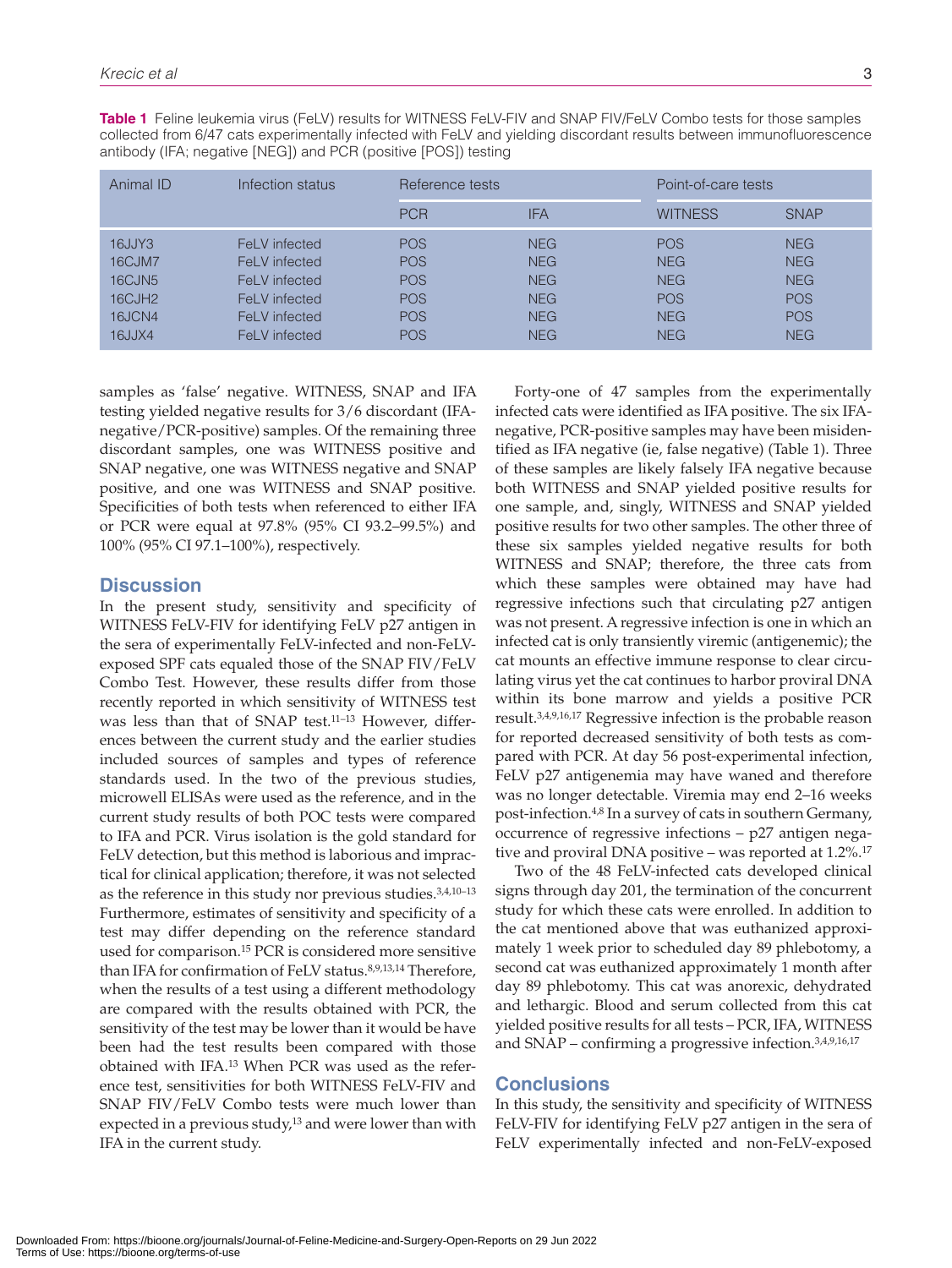**Table 1** Feline leukemia virus (FeLV) results for WITNESS FeLV-FIV and SNAP FIV/FeLV Combo tests for those samples collected from 6/47 cats experimentally infected with FeLV and yielding discordant results between immunofluorescence antibody (IFA; negative [NEG]) and PCR (positive [POS]) testing

| Animal ID | Infection status | Reference tests | | Point-of-care tests | |
|---|---|---|---|---|---|
| | | PCR | IFA | WITNESS | SNAP |
| 16JJY3 | FeLV infected | POS | NEG | POS | NEG |
| 16CJM7 | FeLV infected | POS | NEG | NEG | NEG |
| 16CJN5 | FeLV infected | POS | NEG | NEG | NEG |
| 16CJH2 | FeLV infected | POS | NEG | POS | POS |
| 16JCN4 | FeLV infected | POS | NEG | NEG | POS |
| 16JJX4 | FeLV infected | POS | NEG | NEG | NEG |

samples as 'false' negative. WITNESS, SNAP and IFA testing yielded negative results for 3/6 discordant (IFA-negative/PCR-positive) samples. Of the remaining three discordant samples, one was WITNESS positive and SNAP negative, one was WITNESS negative and SNAP positive, and one was WITNESS and SNAP positive. Specificities of both tests when referenced to either IFA or PCR were equal at 97.8% (95% CI 93.2–99.5%) and 100% (95% CI 97.1–100%), respectively.

## Discussion

In the present study, sensitivity and specificity of WITNESS FeLV-FIV for identifying FeLV p27 antigen in the sera of experimentally FeLV-infected and non-FeLV-exposed SPF cats equaled those of the SNAP FIV/FeLV Combo Test. However, these results differ from those recently reported in which sensitivity of WITNESS test was less than that of SNAP test.[11–13] However, differences between the current study and the earlier studies included sources of samples and types of reference standards used. In the two of the previous studies, microwell ELISAs were used as the reference, and in the current study results of both POC tests were compared to IFA and PCR. Virus isolation is the gold standard for FeLV detection, but this method is laborious and impractical for clinical application; therefore, it was not selected as the reference in this study nor previous studies.[3,4,10–13] Furthermore, estimates of sensitivity and specificity of a test may differ depending on the reference standard used for comparison.[15] PCR is considered more sensitive than IFA for confirmation of FeLV status.[8,9,13,14] Therefore, when the results of a test using a different methodology are compared with the results obtained with PCR, the sensitivity of the test may be lower than it would be have been had the test results been compared with those obtained with IFA.[13] When PCR was used as the reference test, sensitivities for both WITNESS FeLV-FIV and SNAP FIV/FeLV Combo tests were much lower than expected in a previous study,[13] and were lower than with IFA in the current study.

Forty-one of 47 samples from the experimentally infected cats were identified as IFA positive. The six IFA-negative, PCR-positive samples may have been misidentified as IFA negative (ie, false negative) (Table 1). Three of these samples are likely falsely IFA negative because both WITNESS and SNAP yielded positive results for one sample, and, singly, WITNESS and SNAP yielded positive results for two other samples. The other three of these six samples yielded negative results for both WITNESS and SNAP; therefore, the three cats from which these samples were obtained may have had regressive infections such that circulating p27 antigen was not present. A regressive infection is one in which an infected cat is only transiently viremic (antigenemic); the cat mounts an effective immune response to clear circulating virus yet the cat continues to harbor proviral DNA within its bone marrow and yields a positive PCR result.[3,4,9,16,17] Regressive infection is the probable reason for reported decreased sensitivity of both tests as compared with PCR. At day 56 post-experimental infection, FeLV p27 antigenemia may have waned and therefore was no longer detectable. Viremia may end 2–16 weeks post-infection.[4,8] In a survey of cats in southern Germany, occurrence of regressive infections – p27 antigen negative and proviral DNA positive – was reported at 1.2%.[17]

Two of the 48 FeLV-infected cats developed clinical signs through day 201, the termination of the concurrent study for which these cats were enrolled. In addition to the cat mentioned above that was euthanized approximately 1 week prior to scheduled day 89 phlebotomy, a second cat was euthanized approximately 1 month after day 89 phlebotomy. This cat was anorexic, dehydrated and lethargic. Blood and serum collected from this cat yielded positive results for all tests – PCR, IFA, WITNESS and SNAP – confirming a progressive infection.[3,4,9,16,17]

## Conclusions

In this study, the sensitivity and specificity of WITNESS FeLV-FIV for identifying FeLV p27 antigen in the sera of FeLV experimentally infected and non-FeLV-exposed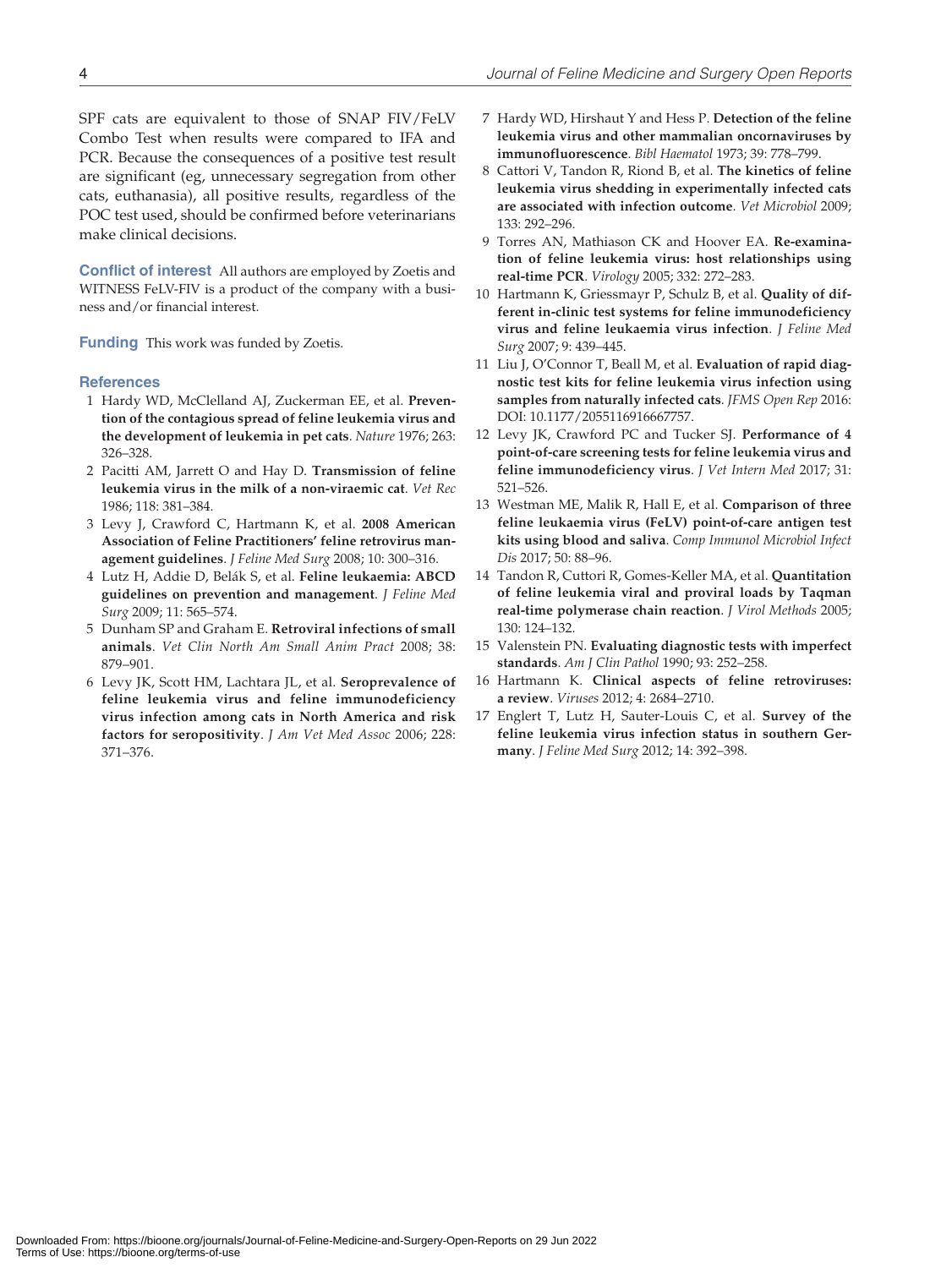SPF cats are equivalent to those of SNAP FIV/FeLV Combo Test when results were compared to IFA and PCR. Because the consequences of a positive test result are significant (eg, unnecessary segregation from other cats, euthanasia), all positive results, regardless of the POC test used, should be confirmed before veterinarians make clinical decisions.

**Conflict of interest** All authors are employed by Zoetis and WITNESS FeLV-FIV is a product of the company with a business and/or financial interest.

**Funding** This work was funded by Zoetis.

## References

1. Hardy WD, McClelland AJ, Zuckerman EE, et al. **Prevention of the contagious spread of feline leukemia virus and the development of leukemia in pet cats**. *Nature* 1976; 263: 326–328.
2. Pacitti AM, Jarrett O and Hay D. **Transmission of feline leukemia virus in the milk of a non-viraemic cat**. *Vet Rec* 1986; 118: 381–384.
3. Levy J, Crawford C, Hartmann K, et al. **2008 American Association of Feline Practitioners' feline retrovirus management guidelines**. *J Feline Med Surg* 2008; 10: 300–316.
4. Lutz H, Addie D, Belák S, et al. **Feline leukaemia: ABCD guidelines on prevention and management**. *J Feline Med Surg* 2009; 11: 565–574.
5. Dunham SP and Graham E. **Retroviral infections of small animals**. *Vet Clin North Am Small Anim Pract* 2008; 38: 879–901.
6. Levy JK, Scott HM, Lachtara JL, et al. **Seroprevalence of feline leukemia virus and feline immunodeficiency virus infection among cats in North America and risk factors for seropositivity**. *J Am Vet Med Assoc* 2006; 228: 371–376.
7. Hardy WD, Hirshaut Y and Hess P. **Detection of the feline leukemia virus and other mammalian oncornaviruses by immunofluorescence**. *Bibl Haematol* 1973; 39: 778–799.
8. Cattori V, Tandon R, Riond B, et al. **The kinetics of feline leukemia virus shedding in experimentally infected cats are associated with infection outcome**. *Vet Microbiol* 2009; 133: 292–296.
9. Torres AN, Mathiason CK and Hoover EA. **Re-examination of feline leukemia virus: host relationships using real-time PCR**. *Virology* 2005; 332: 272–283.
10. Hartmann K, Griessmayr P, Schulz B, et al. **Quality of different in-clinic test systems for feline immunodeficiency virus and feline leukaemia virus infection**. *J Feline Med Surg* 2007; 9: 439–445.
11. Liu J, O'Connor T, Beall M, et al. **Evaluation of rapid diagnostic test kits for feline leukemia virus infection using samples from naturally infected cats**. *JFMS Open Rep* 2016: DOI: 10.1177/2055116916667757.
12. Levy JK, Crawford PC and Tucker SJ. **Performance of 4 point-of-care screening tests for feline leukemia virus and feline immunodeficiency virus**. *J Vet Intern Med* 2017; 31: 521–526.
13. Westman ME, Malik R, Hall E, et al. **Comparison of three feline leukaemia virus (FeLV) point-of-care antigen test kits using blood and saliva**. *Comp Immunol Microbiol Infect Dis* 2017; 50: 88–96.
14. Tandon R, Cuttori R, Gomes-Keller MA, et al. **Quantitation of feline leukemia viral and proviral loads by Taqman real-time polymerase chain reaction**. *J Virol Methods* 2005; 130: 124–132.
15. Valenstein PN. **Evaluating diagnostic tests with imperfect standards**. *Am J Clin Pathol* 1990; 93: 252–258.
16. Hartmann K. **Clinical aspects of feline retroviruses: a review**. *Viruses* 2012; 4: 2684–2710.
17. Englert T, Lutz H, Sauter-Louis C, et al. **Survey of the feline leukemia virus infection status in southern Germany**. *J Feline Med Surg* 2012; 14: 392–398.